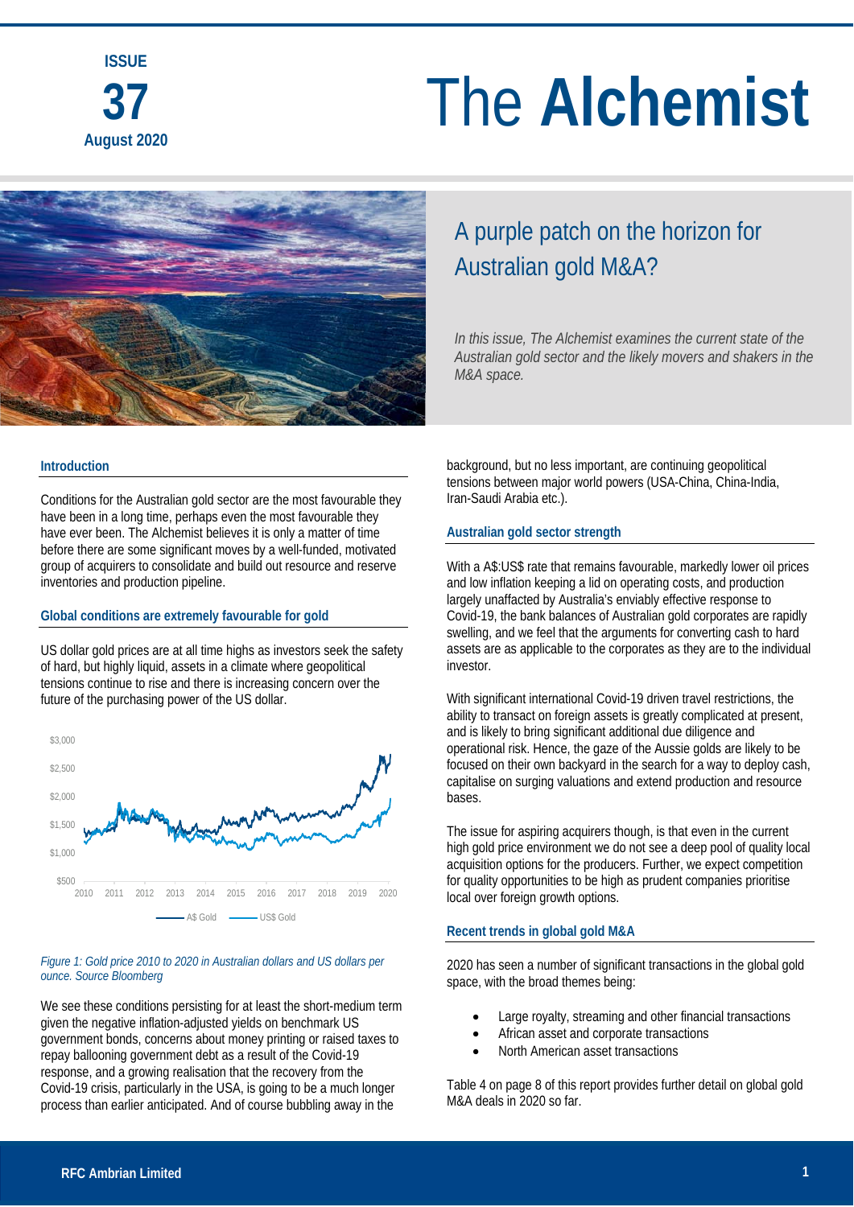ISSUE **37** August 2020

# The **Alchemist**

## A purple patch on the horizon for Australian gold M&A?

*In this issue, The Alchemist examines the current state of the Australian gold sector and the likely movers and shakers in the M&A space.*

### Introduction

Conditions for the Australian gold sector are the most favourable they have been in a long time, perhaps even the most favourable they have ever been. The Alchemist believes it is only a matter of time before there are some significant moves by a well-funded, motivated group of acquirers to consolidate and build out resource and reserve inventories and production pipeline.

### Global conditions are extremely favourable for gold

US dollar gold prices are at all time highs as investors seek the safety of hard, but highly liquid, assets in a climate where geopolitical tensions continue to rise and there is increasing concern over the future of the purchasing power of the US dollar.

*Figure 1: Gold price 2010 to 2020 in Australian dollars and US dollars per ounce. Source Bloomberg*

We see these conditions persisting for at least the short-medium term given the negative inflation-adjusted yields on benchmark US government bonds, concerns about money printing or raised taxes to repay ballooning government debt as a result of the Covid-19 response, and a growing realisation that the recovery from the Covid-19 crisis, particularly in the USA, is going to be a much longer process than earlier anticipated. And of course bubbling away in the background, but no less important, are continuing geopolitical tensions between major world powers (USA-China, China-India, Iran-Saudi Arabia etc.).

### Australian gold sector strength

With a A$:US$ rate that remains favourable, markedly lower oil prices and low inflation keeping a lid on operating costs, and production largely unaffected by Australia's enviably effective response to Covid-19, the bank balances of Australian gold corporates are rapidly swelling, and we feel that the arguments for converting cash to hard assets are as applicable to the corporates as they are to the individual investor.

With significant international Covid-19 driven travel restrictions, the ability to transact on foreign assets is greatly complicated at present, and is likely to bring significant additional due diligence and operational risk. Hence, the gaze of the Aussie golds are likely to be focused on their own backyard in the search for a way to deploy cash, capitalise on surging valuations and extend production and resource bases.

The issue for aspiring acquirers though, is that even in the current high gold price environment we do not see a deep pool of quality local acquisition options for the producers. Further, we expect competition for quality opportunities to be high as prudent companies prioritise local over foreign growth options.

### Recent trends in global gold M&A

2020 has seen a number of significant transactions in the global gold space, with the broad themes being:

- Large royalty, streaming and other financial transactions
- African asset and corporate transactions
- North American asset transactions

Table 4 on page 8 of this report provides further detail on global gold M&A deals in 2020 so far.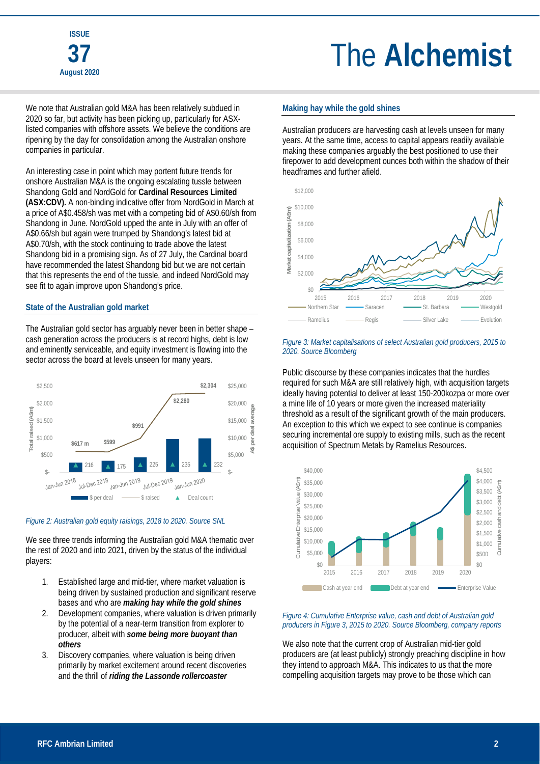We note that Australian gold M&A has been relatively subdued in 2020 so far, but activity has been picking up, particularly for ASX-listed companies with offshore assets. We believe the conditions are ripening by the day for consolidation among the Australian onshore companies in particular.

An interesting case in point which may portent future trends for onshore Australian M&A is the ongoing escalating tussle between Shandong Gold and NordGold for **Cardinal Resources Limited (ASX:CDV).** A non-binding indicative offer from NordGold in March at a price of A$0.458/sh was met with a competing bid of A$0.60/sh from Shandong in June. NordGold upped the ante in July with an offer of A$0.66/sh but again were trumped by Shandong's latest bid at A$0.70/sh, with the stock continuing to trade above the latest Shandong bid in a promising sign. As of 27 July, the Cardinal board have recommended the latest Shandong bid but we are not certain that this represents the end of the tussle, and indeed NordGold may see fit to again improve upon Shandong's price.

### State of the Australian gold market

The Australian gold sector has arguably never been in better shape – cash generation across the producers is at record highs, debt is low and eminently serviceable, and equity investment is flowing into the sector across the board at levels unseen for many years.

*Figure 2: Australian gold equity raisings, 2018 to 2020. Source SNL*

We see three trends informing the Australian gold M&A thematic over the rest of 2020 and into 2021, driven by the status of the individual players:

1. Established large and mid-tier, where market valuation is being driven by sustained production and significant reserve bases and who are ***making hay while the gold shines***
2. Development companies, where valuation is driven primarily by the potential of a near-term transition from explorer to producer, albeit with ***some being more buoyant than others***
3. Discovery companies, where valuation is being driven primarily by market excitement around recent discoveries and the thrill of ***riding the Lassonde rollercoaster***

### Making hay while the gold shines

Australian producers are harvesting cash at levels unseen for many years. At the same time, access to capital appears readily available making these companies arguably the best positioned to use their firepower to add development ounces both within the shadow of their headframes and further afield.

*Figure 3: Market capitalisations of select Australian gold producers, 2015 to 2020. Source Bloomberg*

Public discourse by these companies indicates that the hurdles required for such M&A are still relatively high, with acquisition targets ideally having potential to deliver at least 150-200kozpa or more over a mine life of 10 years or more given the increased materiality threshold as a result of the significant growth of the main producers. An exception to this which we expect to see continue is companies securing incremental ore supply to existing mills, such as the recent acquisition of Spectrum Metals by Ramelius Resources.

*Figure 4: Cumulative Enterprise value, cash and debt of Australian gold producers in Figure 3, 2015 to 2020. Source Bloomberg, company reports*

We also note that the current crop of Australian mid-tier gold producers are (at least publicly) strongly preaching discipline in how they intend to approach M&A. This indicates to us that the more compelling acquisition targets may prove to be those which can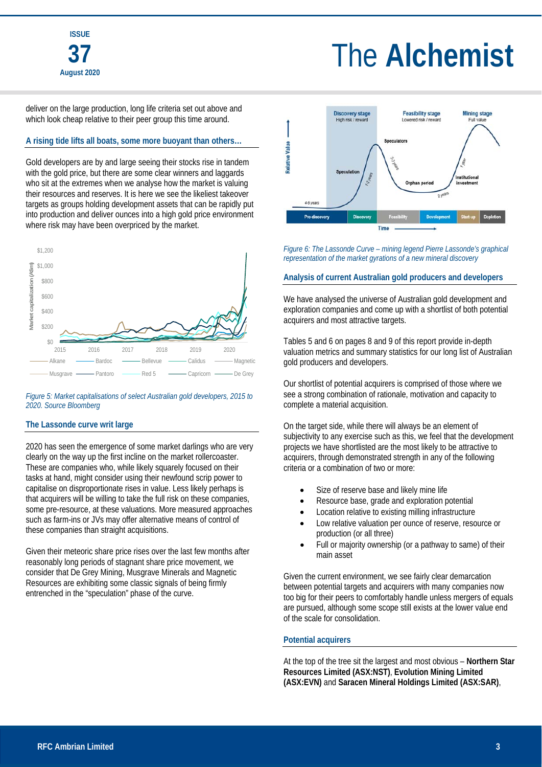deliver on the large production, long life criteria set out above and which look cheap relative to their peer group this time around.

### A rising tide lifts all boats, some more buoyant than others…

Gold developers are by and large seeing their stocks rise in tandem with the gold price, but there are some clear winners and laggards who sit at the extremes when we analyse how the market is valuing their resources and reserves. It is here we see the likeliest takeover targets as groups holding development assets that can be rapidly put into production and deliver ounces into a high gold price environment where risk may have been overpriced by the market.

*Figure 5: Market capitalisations of select Australian gold developers, 2015 to 2020. Source Bloomberg*

### The Lassonde curve writ large

2020 has seen the emergence of some market darlings who are very clearly on the way up the first incline on the market rollercoaster. These are companies who, while likely squarely focused on their tasks at hand, might consider using their newfound scrip power to capitalise on disproportionate rises in value. Less likely perhaps is that acquirers will be willing to take the full risk on these companies, some pre-resource, at these valuations. More measured approaches such as farm-ins or JVs may offer alternative means of control of these companies than straight acquisitions.

Given their meteoric share price rises over the last few months after reasonably long periods of stagnant share price movement, we consider that De Grey Mining, Musgrave Minerals and Magnetic Resources are exhibiting some classic signals of being firmly entrenched in the "speculation" phase of the curve.

*Figure 6: The Lassonde Curve – mining legend Pierre Lassonde's graphical representation of the market gyrations of a new mineral discovery*

### Analysis of current Australian gold producers and developers

We have analysed the universe of Australian gold development and exploration companies and come up with a shortlist of both potential acquirers and most attractive targets.

Tables 5 and 6 on pages 8 and 9 of this report provide in-depth valuation metrics and summary statistics for our long list of Australian gold producers and developers.

Our shortlist of potential acquirers is comprised of those where we see a strong combination of rationale, motivation and capacity to complete a material acquisition.

On the target side, while there will always be an element of subjectivity to any exercise such as this, we feel that the development projects we have shortlisted are the most likely to be attractive to acquirers, through demonstrated strength in any of the following criteria or a combination of two or more:

- Size of reserve base and likely mine life
- Resource base, grade and exploration potential
- Location relative to existing milling infrastructure
- Low relative valuation per ounce of reserve, resource or production (or all three)
- Full or majority ownership (or a pathway to same) of their main asset

Given the current environment, we see fairly clear demarcation between potential targets and acquirers with many companies now too big for their peers to comfortably handle unless mergers of equals are pursued, although some scope still exists at the lower value end of the scale for consolidation.

### Potential acquirers

At the top of the tree sit the largest and most obvious – **Northern Star Resources Limited (ASX:NST)**, **Evolution Mining Limited (ASX:EVN)** and **Saracen Mineral Holdings Limited (ASX:SAR)**,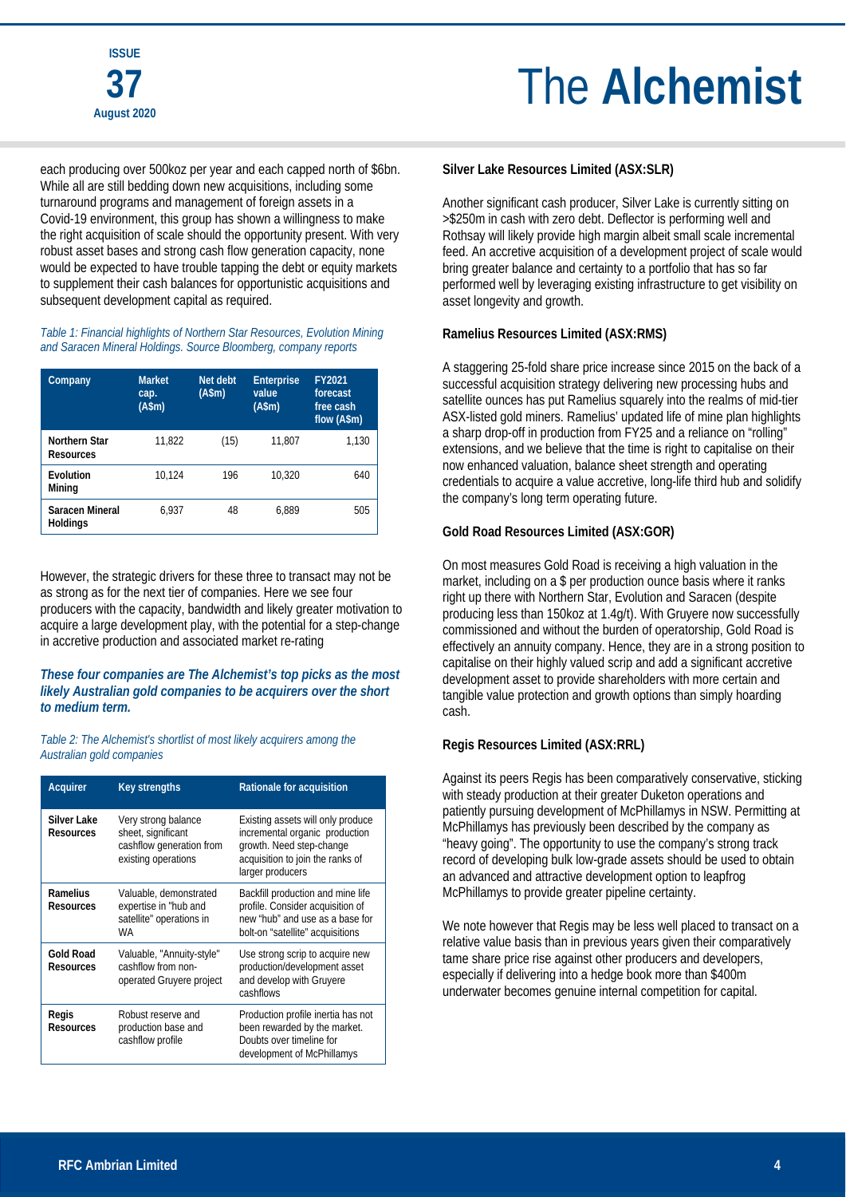each producing over 500koz per year and each capped north of $6bn. While all are still bedding down new acquisitions, including some turnaround programs and management of foreign assets in a Covid-19 environment, this group has shown a willingness to make the right acquisition of scale should the opportunity present. With very robust asset bases and strong cash flow generation capacity, none would be expected to have trouble tapping the debt or equity markets to supplement their cash balances for opportunistic acquisitions and subsequent development capital as required.

*Table 1: Financial highlights of Northern Star Resources, Evolution Mining and Saracen Mineral Holdings. Source Bloomberg, company reports*

| Company | Market cap. (A$m) | Net debt (A$m) | Enterprise value (A$m) | FY2021 forecast free cash flow (A$m) |
|---|---|---|---|---|
| Northern Star Resources | 11,822 | (15) | 11,807 | 1,130 |
| Evolution Mining | 10,124 | 196 | 10,320 | 640 |
| Saracen Mineral Holdings | 6,937 | 48 | 6,889 | 505 |

However, the strategic drivers for these three to transact may not be as strong as for the next tier of companies. Here we see four producers with the capacity, bandwidth and likely greater motivation to acquire a large development play, with the potential for a step-change in accretive production and associated market re-rating

***These four companies are The Alchemist's top picks as the most likely Australian gold companies to be acquirers over the short to medium term.***

*Table 2: The Alchemist's shortlist of most likely acquirers among the Australian gold companies*

| Acquirer | Key strengths | Rationale for acquisition |
|---|---|---|
| Silver Lake Resources | Very strong balance sheet, significant cashflow generation from existing operations | Existing assets will only produce incremental organic production growth. Need step-change acquisition to join the ranks of larger producers |
| Ramelius Resources | Valuable, demonstrated expertise in "hub and satellite" operations in WA | Backfill production and mine life profile. Consider acquisition of new "hub" and use as a base for bolt-on "satellite" acquisitions |
| Gold Road Resources | Valuable, "Annuity-style" cashflow from non-operated Gruyere project | Use strong scrip to acquire new production/development asset and develop with Gruyere cashflows |
| Regis Resources | Robust reserve and production base and cashflow profile | Production profile inertia has not been rewarded by the market. Doubts over timeline for development of McPhillamys |

### Silver Lake Resources Limited (ASX:SLR)

Another significant cash producer, Silver Lake is currently sitting on >$250m in cash with zero debt. Deflector is performing well and Rothsay will likely provide high margin albeit small scale incremental feed. An accretive acquisition of a development project of scale would bring greater balance and certainty to a portfolio that has so far performed well by leveraging existing infrastructure to get visibility on asset longevity and growth.

### Ramelius Resources Limited (ASX:RMS)

A staggering 25-fold share price increase since 2015 on the back of a successful acquisition strategy delivering new processing hubs and satellite ounces has put Ramelius squarely into the realms of mid-tier ASX-listed gold miners. Ramelius' updated life of mine plan highlights a sharp drop-off in production from FY25 and a reliance on "rolling" extensions, and we believe that the time is right to capitalise on their now enhanced valuation, balance sheet strength and operating credentials to acquire a value accretive, long-life third hub and solidify the company's long term operating future.

### Gold Road Resources Limited (ASX:GOR)

On most measures Gold Road is receiving a high valuation in the market, including on a $ per production ounce basis where it ranks right up there with Northern Star, Evolution and Saracen (despite producing less than 150koz at 1.4g/t). With Gruyere now successfully commissioned and without the burden of operatorship, Gold Road is effectively an annuity company. Hence, they are in a strong position to capitalise on their highly valued scrip and add a significant accretive development asset to provide shareholders with more certain and tangible value protection and growth options than simply hoarding cash.

### Regis Resources Limited (ASX:RRL)

Against its peers Regis has been comparatively conservative, sticking with steady production at their greater Duketon operations and patiently pursuing development of McPhillamys in NSW. Permitting at McPhillamys has previously been described by the company as "heavy going". The opportunity to use the company's strong track record of developing bulk low-grade assets should be used to obtain an advanced and attractive development option to leapfrog McPhillamys to provide greater pipeline certainty.

We note however that Regis may be less well placed to transact on a relative value basis than in previous years given their comparatively tame share price rise against other producers and developers, especially if delivering into a hedge book more than $400m underwater becomes genuine internal competition for capital.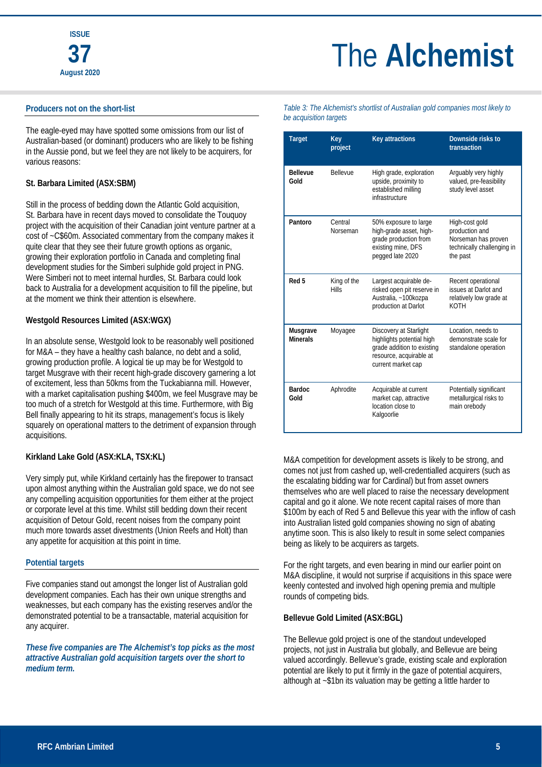## Producers not on the short-list

The eagle-eyed may have spotted some omissions from our list of Australian-based (or dominant) producers who are likely to be fishing in the Aussie pond, but we feel they are not likely to be acquirers, for various reasons:

### St. Barbara Limited (ASX:SBM)

Still in the process of bedding down the Atlantic Gold acquisition, St. Barbara have in recent days moved to consolidate the Touquoy project with the acquisition of their Canadian joint venture partner at a cost of ~C$60m. Associated commentary from the company makes it quite clear that they see their future growth options as organic, growing their exploration portfolio in Canada and completing final development studies for the Simberi sulphide gold project in PNG. Were Simberi not to meet internal hurdles, St. Barbara could look back to Australia for a development acquisition to fill the pipeline, but at the moment we think their attention is elsewhere.

### Westgold Resources Limited (ASX:WGX)

In an absolute sense, Westgold look to be reasonably well positioned for M&A – they have a healthy cash balance, no debt and a solid, growing production profile. A logical tie up may be for Westgold to target Musgrave with their recent high-grade discovery garnering a lot of excitement, less than 50kms from the Tuckabianna mill. However, with a market capitalisation pushing $400m, we feel Musgrave may be too much of a stretch for Westgold at this time. Furthermore, with Big Bell finally appearing to hit its straps, management's focus is likely squarely on operational matters to the detriment of expansion through acquisitions.

### Kirkland Lake Gold (ASX:KLA, TSX:KL)

Very simply put, while Kirkland certainly has the firepower to transact upon almost anything within the Australian gold space, we do not see any compelling acquisition opportunities for them either at the project or corporate level at this time. Whilst still bedding down their recent acquisition of Detour Gold, recent noises from the company point much more towards asset divestments (Union Reefs and Holt) than any appetite for acquisition at this point in time.

## Potential targets

Five companies stand out amongst the longer list of Australian gold development companies. Each has their own unique strengths and weaknesses, but each company has the existing reserves and/or the demonstrated potential to be a transactable, material acquisition for any acquirer.

***These five companies are The Alchemist's top picks as the most attractive Australian gold acquisition targets over the short to medium term.***

*Table 3: The Alchemist's shortlist of Australian gold companies most likely to be acquisition targets*

| Target | Key project | Key attractions | Downside risks to transaction |
|---|---|---|---|
| Bellevue Gold | Bellevue | High grade, exploration upside, proximity to established milling infrastructure | Arguably very highly valued, pre-feasibility study level asset |
| Pantoro | Central Norseman | 50% exposure to large high-grade asset, high-grade production from existing mine, DFS pegged late 2020 | High-cost gold production and Norseman has proven technically challenging in the past |
| Red 5 | King of the Hills | Largest acquirable de-risked open pit reserve in Australia, ~100kozpa production at Darlot | Recent operational issues at Darlot and relatively low grade at KOTH |
| Musgrave Minerals | Moyagee | Discovery at Starlight highlights potential high grade addition to existing resource, acquirable at current market cap | Location, needs to demonstrate scale for standalone operation |
| Bardoc Gold | Aphrodite | Acquirable at current market cap, attractive location close to Kalgoorlie | Potentially significant metallurgical risks to main orebody |

M&A competition for development assets is likely to be strong, and comes not just from cashed up, well-credentialled acquirers (such as the escalating bidding war for Cardinal) but from asset owners themselves who are well placed to raise the necessary development capital and go it alone. We note recent capital raises of more than $100m by each of Red 5 and Bellevue this year with the inflow of cash into Australian listed gold companies showing no sign of abating anytime soon. This is also likely to result in some select companies being as likely to be acquirers as targets.

For the right targets, and even bearing in mind our earlier point on M&A discipline, it would not surprise if acquisitions in this space were keenly contested and involved high opening premia and multiple rounds of competing bids.

### Bellevue Gold Limited (ASX:BGL)

The Bellevue gold project is one of the standout undeveloped projects, not just in Australia but globally, and Bellevue are being valued accordingly. Bellevue's grade, existing scale and exploration potential are likely to put it firmly in the gaze of potential acquirers, although at ~$1bn its valuation may be getting a little harder to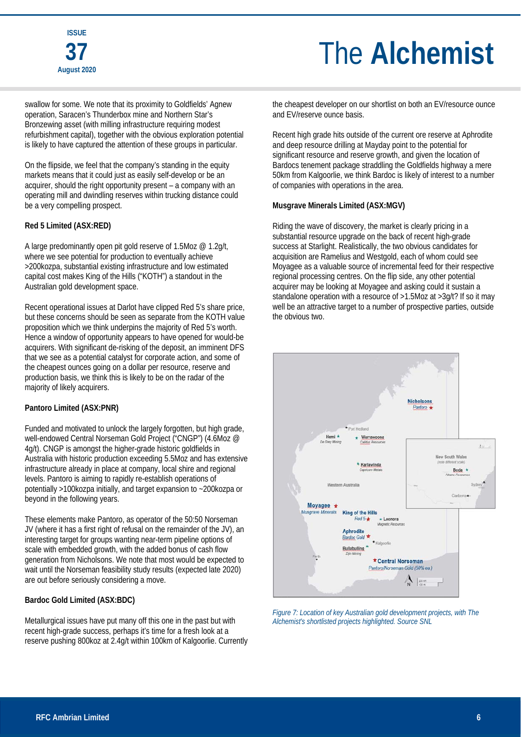swallow for some. We note that its proximity to Goldfields' Agnew operation, Saracen's Thunderbox mine and Northern Star's Bronzewing asset (with milling infrastructure requiring modest refurbishment capital), together with the obvious exploration potential is likely to have captured the attention of these groups in particular.

On the flipside, we feel that the company's standing in the equity markets means that it could just as easily self-develop or be an acquirer, should the right opportunity present – a company with an operating mill and dwindling reserves within trucking distance could be a very compelling prospect.

**Red 5 Limited (ASX:RED)**

A large predominantly open pit gold reserve of 1.5Moz @ 1.2g/t, where we see potential for production to eventually achieve >200kozpa, substantial existing infrastructure and low estimated capital cost makes King of the Hills ("KOTH") a standout in the Australian gold development space.

Recent operational issues at Darlot have clipped Red 5's share price, but these concerns should be seen as separate from the KOTH value proposition which we think underpins the majority of Red 5's worth. Hence a window of opportunity appears to have opened for would-be acquirers. With significant de-risking of the deposit, an imminent DFS that we see as a potential catalyst for corporate action, and some of the cheapest ounces going on a dollar per resource, reserve and production basis, we think this is likely to be on the radar of the majority of likely acquirers.

**Pantoro Limited (ASX:PNR)**

Funded and motivated to unlock the largely forgotten, but high grade, well-endowed Central Norseman Gold Project ("CNGP") (4.6Moz @ 4g/t). CNGP is amongst the higher-grade historic goldfields in Australia with historic production exceeding 5.5Moz and has extensive infrastructure already in place at company, local shire and regional levels. Pantoro is aiming to rapidly re-establish operations of potentially >100kozpa initially, and target expansion to ~200kozpa or beyond in the following years.

These elements make Pantoro, as operator of the 50:50 Norseman JV (where it has a first right of refusal on the remainder of the JV), an interesting target for groups wanting near-term pipeline options of scale with embedded growth, with the added bonus of cash flow generation from Nicholsons. We note that most would be expected to wait until the Norseman feasibility study results (expected late 2020) are out before seriously considering a move.

**Bardoc Gold Limited (ASX:BDC)**

Metallurgical issues have put many off this one in the past but with recent high-grade success, perhaps it's time for a fresh look at a reserve pushing 800koz at 2.4g/t within 100km of Kalgoorlie. Currently the cheapest developer on our shortlist on both an EV/resource ounce and EV/reserve ounce basis.

Recent high grade hits outside of the current ore reserve at Aphrodite and deep resource drilling at Mayday point to the potential for significant resource and reserve growth, and given the location of Bardocs tenement package straddling the Goldfields highway a mere 50km from Kalgoorlie, we think Bardoc is likely of interest to a number of companies with operations in the area.

**Musgrave Minerals Limited (ASX:MGV)**

Riding the wave of discovery, the market is clearly pricing in a substantial resource upgrade on the back of recent high-grade success at Starlight. Realistically, the two obvious candidates for acquisition are Ramelius and Westgold, each of whom could see Moyagee as a valuable source of incremental feed for their respective regional processing centres. On the flip side, any other potential acquirer may be looking at Moyagee and asking could it sustain a standalone operation with a resource of >1.5Moz at >3g/t? If so it may well be an attractive target to a number of prospective parties, outside the obvious two.

*Figure 7: Location of key Australian gold development projects, with The Alchemist's shortlisted projects highlighted. Source SNL*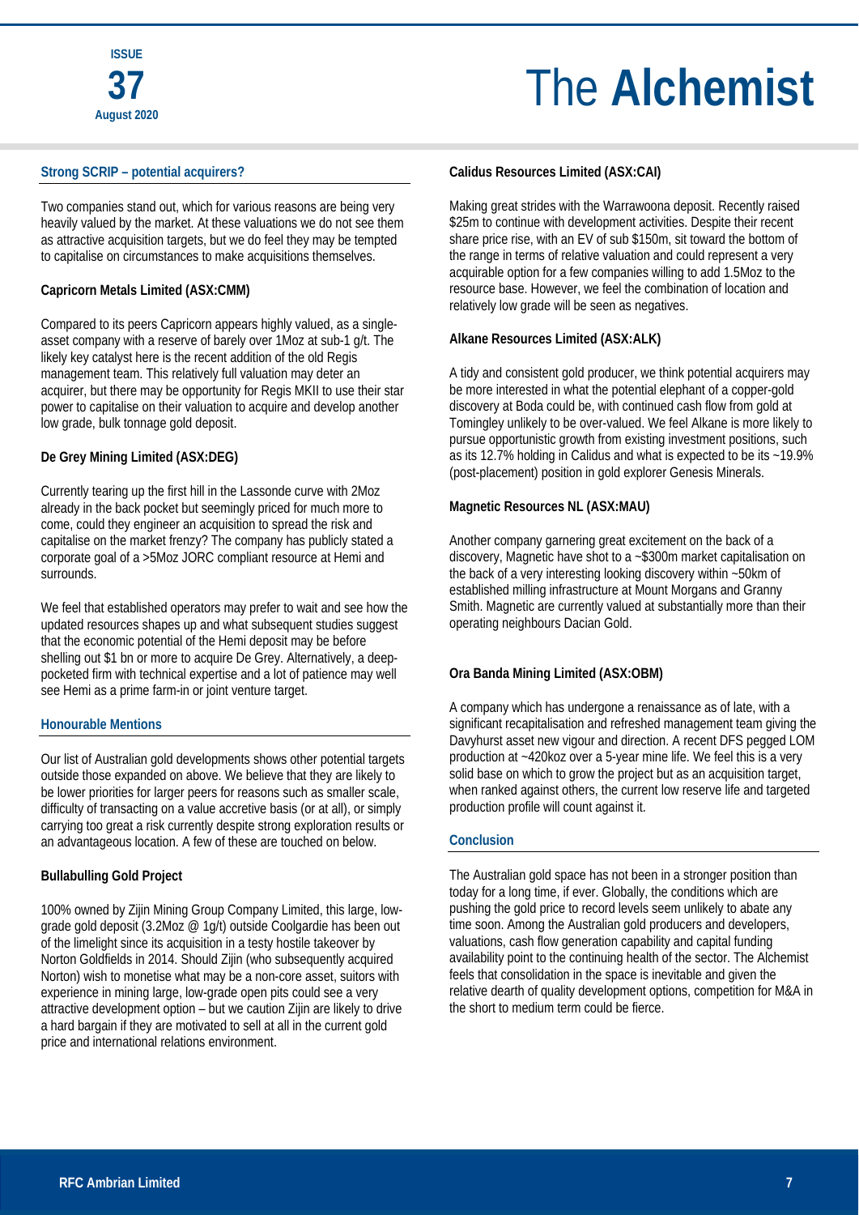## Strong SCRIP – potential acquirers?

Two companies stand out, which for various reasons are being very heavily valued by the market. At these valuations we do not see them as attractive acquisition targets, but we do feel they may be tempted to capitalise on circumstances to make acquisitions themselves.

### Capricorn Metals Limited (ASX:CMM)

Compared to its peers Capricorn appears highly valued, as a single-asset company with a reserve of barely over 1Moz at sub-1 g/t. The likely key catalyst here is the recent addition of the old Regis management team. This relatively full valuation may deter an acquirer, but there may be opportunity for Regis MKII to use their star power to capitalise on their valuation to acquire and develop another low grade, bulk tonnage gold deposit.

### De Grey Mining Limited (ASX:DEG)

Currently tearing up the first hill in the Lassonde curve with 2Moz already in the back pocket but seemingly priced for much more to come, could they engineer an acquisition to spread the risk and capitalise on the market frenzy? The company has publicly stated a corporate goal of a >5Moz JORC compliant resource at Hemi and surrounds.

We feel that established operators may prefer to wait and see how the updated resources shapes up and what subsequent studies suggest that the economic potential of the Hemi deposit may be before shelling out $1 bn or more to acquire De Grey. Alternatively, a deep-pocketed firm with technical expertise and a lot of patience may well see Hemi as a prime farm-in or joint venture target.

## Honourable Mentions

Our list of Australian gold developments shows other potential targets outside those expanded on above. We believe that they are likely to be lower priorities for larger peers for reasons such as smaller scale, difficulty of transacting on a value accretive basis (or at all), or simply carrying too great a risk currently despite strong exploration results or an advantageous location. A few of these are touched on below.

### Bullabulling Gold Project

100% owned by Zijin Mining Group Company Limited, this large, low-grade gold deposit (3.2Moz @ 1g/t) outside Coolgardie has been out of the limelight since its acquisition in a testy hostile takeover by Norton Goldfields in 2014. Should Zijin (who subsequently acquired Norton) wish to monetise what may be a non-core asset, suitors with experience in mining large, low-grade open pits could see a very attractive development option – but we caution Zijin are likely to drive a hard bargain if they are motivated to sell at all in the current gold price and international relations environment.

### Calidus Resources Limited (ASX:CAI)

Making great strides with the Warrawoona deposit. Recently raised $25m to continue with development activities. Despite their recent share price rise, with an EV of sub $150m, sit toward the bottom of the range in terms of relative valuation and could represent a very acquirable option for a few companies willing to add 1.5Moz to the resource base. However, we feel the combination of location and relatively low grade will be seen as negatives.

### Alkane Resources Limited (ASX:ALK)

A tidy and consistent gold producer, we think potential acquirers may be more interested in what the potential elephant of a copper-gold discovery at Boda could be, with continued cash flow from gold at Tomingley unlikely to be over-valued. We feel Alkane is more likely to pursue opportunistic growth from existing investment positions, such as its 12.7% holding in Calidus and what is expected to be its ~19.9% (post-placement) position in gold explorer Genesis Minerals.

### Magnetic Resources NL (ASX:MAU)

Another company garnering great excitement on the back of a discovery, Magnetic have shot to a ~$300m market capitalisation on the back of a very interesting looking discovery within ~50km of established milling infrastructure at Mount Morgans and Granny Smith. Magnetic are currently valued at substantially more than their operating neighbours Dacian Gold.

### Ora Banda Mining Limited (ASX:OBM)

A company which has undergone a renaissance as of late, with a significant recapitalisation and refreshed management team giving the Davyhurst asset new vigour and direction. A recent DFS pegged LOM production at ~420koz over a 5-year mine life. We feel this is a very solid base on which to grow the project but as an acquisition target, when ranked against others, the current low reserve life and targeted production profile will count against it.

## Conclusion

The Australian gold space has not been in a stronger position than today for a long time, if ever. Globally, the conditions which are pushing the gold price to record levels seem unlikely to abate any time soon. Among the Australian gold producers and developers, valuations, cash flow generation capability and capital funding availability point to the continuing health of the sector. The Alchemist feels that consolidation in the space is inevitable and given the relative dearth of quality development options, competition for M&A in the short to medium term could be fierce.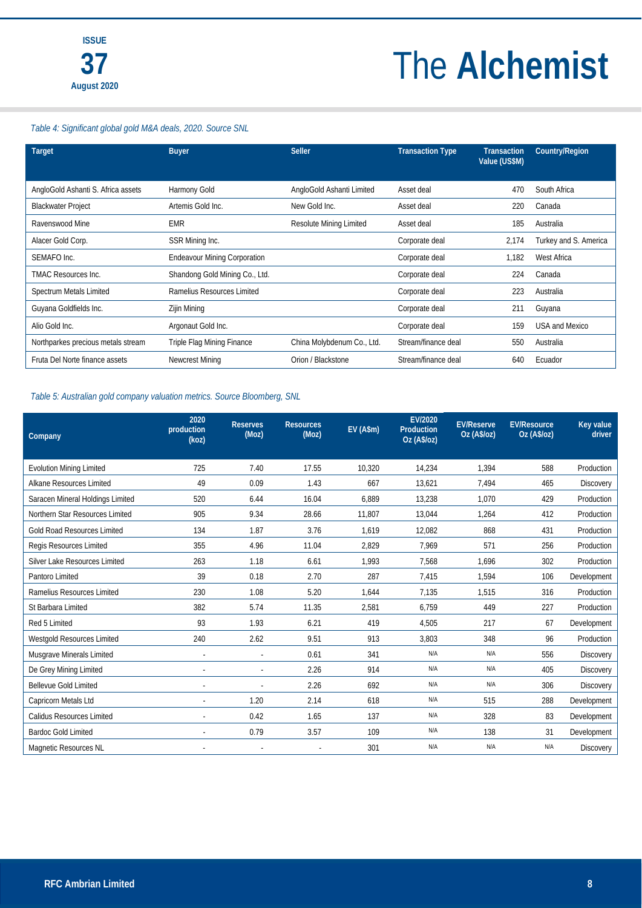*Table 4: Significant global gold M&A deals, 2020. Source SNL*

| Target | Buyer | Seller | Transaction Type | Transaction Value (US$M) | Country/Region |
|---|---|---|---|---|---|
| AngloGold Ashanti S. Africa assets | Harmony Gold | AngloGold Ashanti Limited | Asset deal | 470 | South Africa |
| Blackwater Project | Artemis Gold Inc. | New Gold Inc. | Asset deal | 220 | Canada |
| Ravenswood Mine | EMR | Resolute Mining Limited | Asset deal | 185 | Australia |
| Alacer Gold Corp. | SSR Mining Inc. | | Corporate deal | 2,174 | Turkey and S. America |
| SEMAFO Inc. | Endeavour Mining Corporation | | Corporate deal | 1,182 | West Africa |
| TMAC Resources Inc. | Shandong Gold Mining Co., Ltd. | | Corporate deal | 224 | Canada |
| Spectrum Metals Limited | Ramelius Resources Limited | | Corporate deal | 223 | Australia |
| Guyana Goldfields Inc. | Zijin Mining | | Corporate deal | 211 | Guyana |
| Alio Gold Inc. | Argonaut Gold Inc. | | Corporate deal | 159 | USA and Mexico |
| Northparkes precious metals stream | Triple Flag Mining Finance | China Molybdenum Co., Ltd. | Stream/finance deal | 550 | Australia |
| Fruta Del Norte finance assets | Newcrest Mining | Orion / Blackstone | Stream/finance deal | 640 | Ecuador |

*Table 5: Australian gold company valuation metrics. Source Bloomberg, SNL*

| Company | 2020 production (koz) | Reserves (Moz) | Resources (Moz) | EV (A$m) | EV/2020 Production Oz (A$/oz) | EV/Reserve Oz (A$/oz) | EV/Resource Oz (A$/oz) | Key value driver |
|---|---|---|---|---|---|---|---|---|
| Evolution Mining Limited | 725 | 7.40 | 17.55 | 10,320 | 14,234 | 1,394 | 588 | Production |
| Alkane Resources Limited | 49 | 0.09 | 1.43 | 667 | 13,621 | 7,494 | 465 | Discovery |
| Saracen Mineral Holdings Limited | 520 | 6.44 | 16.04 | 6,889 | 13,238 | 1,070 | 429 | Production |
| Northern Star Resources Limited | 905 | 9.34 | 28.66 | 11,807 | 13,044 | 1,264 | 412 | Production |
| Gold Road Resources Limited | 134 | 1.87 | 3.76 | 1,619 | 12,082 | 868 | 431 | Production |
| Regis Resources Limited | 355 | 4.96 | 11.04 | 2,829 | 7,969 | 571 | 256 | Production |
| Silver Lake Resources Limited | 263 | 1.18 | 6.61 | 1,993 | 7,568 | 1,696 | 302 | Production |
| Pantoro Limited | 39 | 0.18 | 2.70 | 287 | 7,415 | 1,594 | 106 | Development |
| Ramelius Resources Limited | 230 | 1.08 | 5.20 | 1,644 | 7,135 | 1,515 | 316 | Production |
| St Barbara Limited | 382 | 5.74 | 11.35 | 2,581 | 6,759 | 449 | 227 | Production |
| Red 5 Limited | 93 | 1.93 | 6.21 | 419 | 4,505 | 217 | 67 | Development |
| Westgold Resources Limited | 240 | 2.62 | 9.51 | 913 | 3,803 | 348 | 96 | Production |
| Musgrave Minerals Limited | - | - | 0.61 | 341 | N/A | N/A | 556 | Discovery |
| De Grey Mining Limited | - | - | 2.26 | 914 | N/A | N/A | 405 | Discovery |
| Bellevue Gold Limited | - | - | 2.26 | 692 | N/A | N/A | 306 | Discovery |
| Capricorn Metals Ltd | - | 1.20 | 2.14 | 618 | N/A | 515 | 288 | Development |
| Calidus Resources Limited | - | 0.42 | 1.65 | 137 | N/A | 328 | 83 | Development |
| Bardoc Gold Limited | - | 0.79 | 3.57 | 109 | N/A | 138 | 31 | Development |
| Magnetic Resources NL | - | - | - | 301 | N/A | N/A | N/A | Discovery |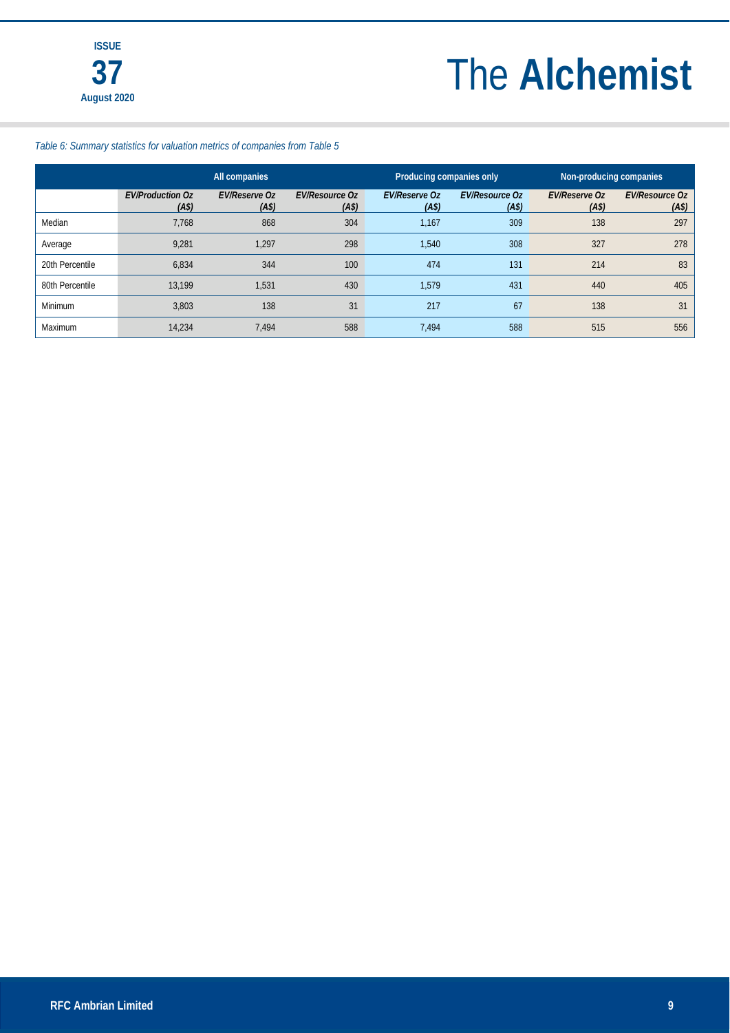*Table 6: Summary statistics for valuation metrics of companies from Table 5*

| | All companies | | | Producing companies only | | Non-producing companies | |
|---|---|---|---|---|---|---|---|
| | *EV/Production Oz (A$)* | *EV/Reserve Oz (A$)* | *EV/Resource Oz (A$)* | *EV/Reserve Oz (A$)* | *EV/Resource Oz (A$)* | *EV/Reserve Oz (A$)* | *EV/Resource Oz (A$)* |
| Median | 7,768 | 868 | 304 | 1,167 | 309 | 138 | 297 |
| Average | 9,281 | 1,297 | 298 | 1,540 | 308 | 327 | 278 |
| 20th Percentile | 6,834 | 344 | 100 | 474 | 131 | 214 | 83 |
| 80th Percentile | 13,199 | 1,531 | 430 | 1,579 | 431 | 440 | 405 |
| Minimum | 3,803 | 138 | 31 | 217 | 67 | 138 | 31 |
| Maximum | 14,234 | 7,494 | 588 | 7,494 | 588 | 515 | 556 |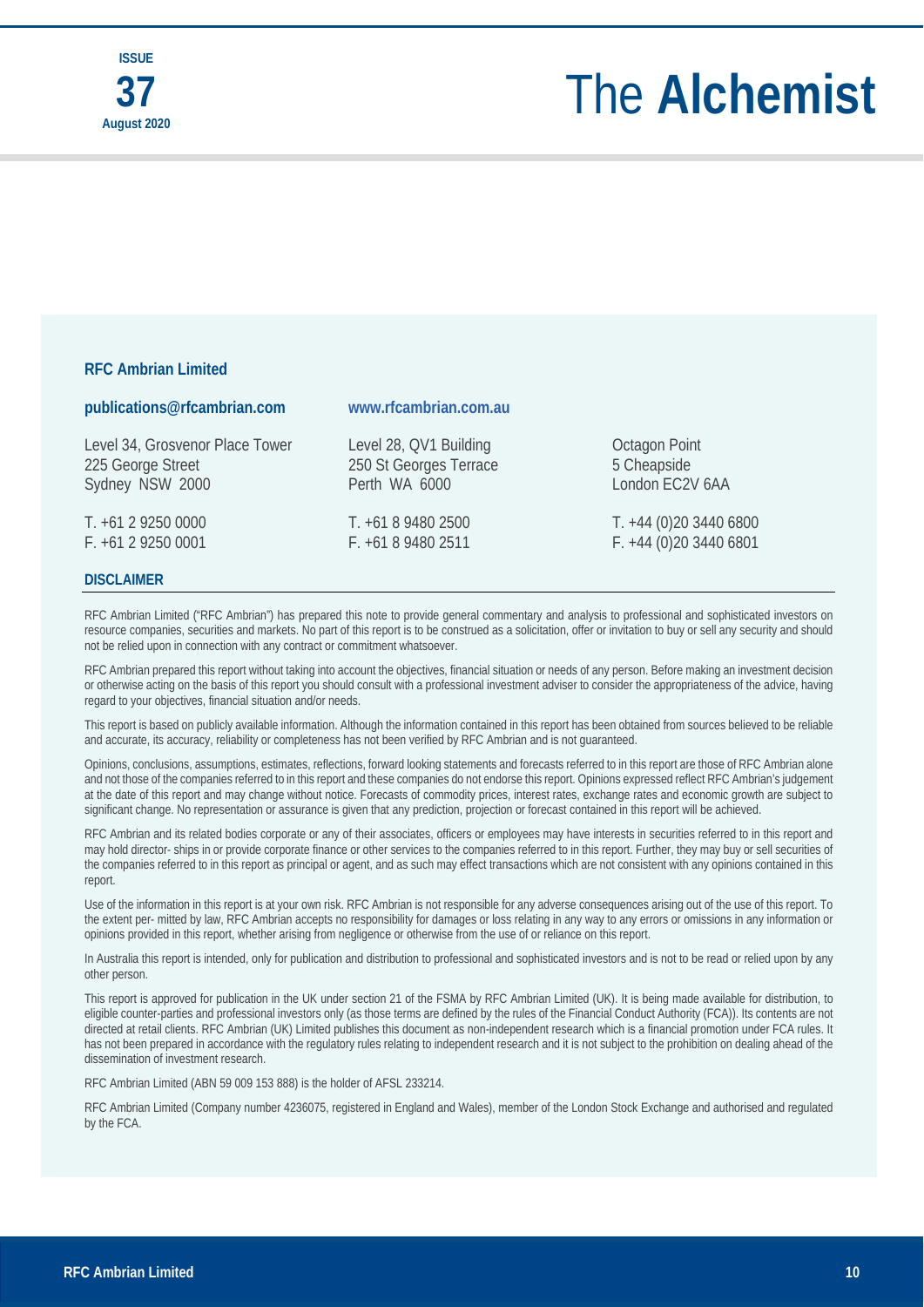## RFC Ambrian Limited

**publications@rfcambrian.com**

**www.rfcambrian.com.au**

Level 34, Grosvenor Place Tower
225 George Street
Sydney NSW 2000

T. +61 2 9250 0000
F. +61 2 9250 0001

Level 28, QV1 Building
250 St Georges Terrace
Perth WA 6000

T. +61 8 9480 2500
F. +61 8 9480 2511

Octagon Point
5 Cheapside
London EC2V 6AA

T. +44 (0)20 3440 6800
F. +44 (0)20 3440 6801

### DISCLAIMER

RFC Ambrian Limited ("RFC Ambrian") has prepared this note to provide general commentary and analysis to professional and sophisticated investors on resource companies, securities and markets. No part of this report is to be construed as a solicitation, offer or invitation to buy or sell any security and should not be relied upon in connection with any contract or commitment whatsoever.

RFC Ambrian prepared this report without taking into account the objectives, financial situation or needs of any person. Before making an investment decision or otherwise acting on the basis of this report you should consult with a professional investment adviser to consider the appropriateness of the advice, having regard to your objectives, financial situation and/or needs.

This report is based on publicly available information. Although the information contained in this report has been obtained from sources believed to be reliable and accurate, its accuracy, reliability or completeness has not been verified by RFC Ambrian and is not guaranteed.

Opinions, conclusions, assumptions, estimates, reflections, forward looking statements and forecasts referred to in this report are those of RFC Ambrian alone and not those of the companies referred to in this report and these companies do not endorse this report. Opinions expressed reflect RFC Ambrian's judgement at the date of this report and may change without notice. Forecasts of commodity prices, interest rates, exchange rates and economic growth are subject to significant change. No representation or assurance is given that any prediction, projection or forecast contained in this report will be achieved.

RFC Ambrian and its related bodies corporate or any of their associates, officers or employees may have interests in securities referred to in this report and may hold director- ships in or provide corporate finance or other services to the companies referred to in this report. Further, they may buy or sell securities of the companies referred to in this report as principal or agent, and as such may effect transactions which are not consistent with any opinions contained in this report.

Use of the information in this report is at your own risk. RFC Ambrian is not responsible for any adverse consequences arising out of the use of this report. To the extent per- mitted by law, RFC Ambrian accepts no responsibility for damages or loss relating in any way to any errors or omissions in any information or opinions provided in this report, whether arising from negligence or otherwise from the use of or reliance on this report.

In Australia this report is intended, only for publication and distribution to professional and sophisticated investors and is not to be read or relied upon by any other person.

This report is approved for publication in the UK under section 21 of the FSMA by RFC Ambrian Limited (UK). It is being made available for distribution, to eligible counter-parties and professional investors only (as those terms are defined by the rules of the Financial Conduct Authority (FCA)). Its contents are not directed at retail clients. RFC Ambrian (UK) Limited publishes this document as non-independent research which is a financial promotion under FCA rules. It has not been prepared in accordance with the regulatory rules relating to independent research and it is not subject to the prohibition on dealing ahead of the dissemination of investment research.

RFC Ambrian Limited (ABN 59 009 153 888) is the holder of AFSL 233214.

RFC Ambrian Limited (Company number 4236075, registered in England and Wales), member of the London Stock Exchange and authorised and regulated by the FCA.